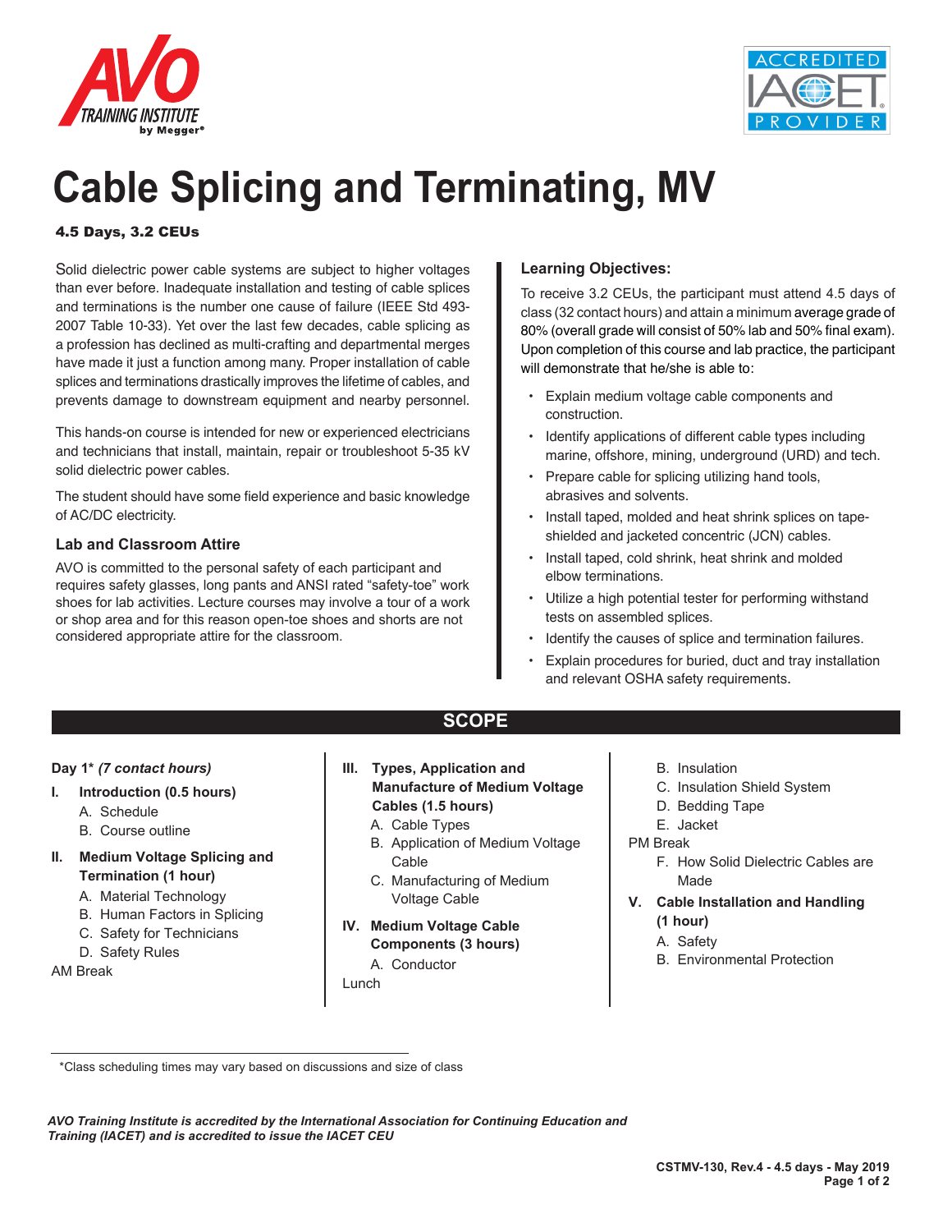# Cable Splicing and Terminating, MV

**4.5 Days, 3.2 CEUs**

Solid dielectric power cable systems are subject to higher voltages than ever before. Inadequate installation and testing of cable splices and terminations is the number one cause of failure (IEEE Std 493-2007 Table 10-33). Yet over the last few decades, cable splicing as a profession has declined as multi-crafting and departmental merges have made it just a function among many. Proper installation of cable splices and terminations drastically improves the lifetime of cables, and prevents damage to downstream equipment and nearby personnel.

This hands-on course is intended for new or experienced electricians and technicians that install, maintain, repair or troubleshoot 5-35 kV solid dielectric power cables.

The student should have some field experience and basic knowledge of AC/DC electricity.

### Lab and Classroom Attire

AVO is committed to the personal safety of each participant and requires safety glasses, long pants and ANSI rated "safety-toe" work shoes for lab activities. Lecture courses may involve a tour of a work or shop area and for this reason open-toe shoes and shorts are not considered appropriate attire for the classroom.

### Learning Objectives:

To receive 3.2 CEUs, the participant must attend 4.5 days of class (32 contact hours) and attain a minimum average grade of 80% (overall grade will consist of 50% lab and 50% final exam). Upon completion of this course and lab practice, the participant will demonstrate that he/she is able to:

- Explain medium voltage cable components and construction.
- Identify applications of different cable types including marine, offshore, mining, underground (URD) and tech.
- Prepare cable for splicing utilizing hand tools, abrasives and solvents.
- Install taped, molded and heat shrink splices on tape-shielded and jacketed concentric (JCN) cables.
- Install taped, cold shrink, heat shrink and molded elbow terminations.
- Utilize a high potential tester for performing withstand tests on assembled splices.
- Identify the causes of splice and termination failures.
- Explain procedures for buried, duct and tray installation and relevant OSHA safety requirements.

## SCOPE

**Day 1\*** ***(7 contact hours)***

**I. Introduction (0.5 hours)**
- A. Schedule
- B. Course outline

**II. Medium Voltage Splicing and Termination (1 hour)**
- A. Material Technology
- B. Human Factors in Splicing
- C. Safety for Technicians
- D. Safety Rules

AM Break

**III. Types, Application and Manufacture of Medium Voltage Cables (1.5 hours)**
- A. Cable Types
- B. Application of Medium Voltage Cable
- C. Manufacturing of Medium Voltage Cable

**IV. Medium Voltage Cable Components (3 hours)**
- A. Conductor

Lunch

- B. Insulation
- C. Insulation Shield System
- D. Bedding Tape
- E. Jacket

PM Break

- F. How Solid Dielectric Cables are Made

**V. Cable Installation and Handling (1 hour)**
- A. Safety
- B. Environmental Protection

\*Class scheduling times may vary based on discussions and size of class

*AVO Training Institute is accredited by the International Association for Continuing Education and Training (IACET) and is accredited to issue the IACET CEU*

CSTMV-130, Rev.4 - 4.5 days - May 2019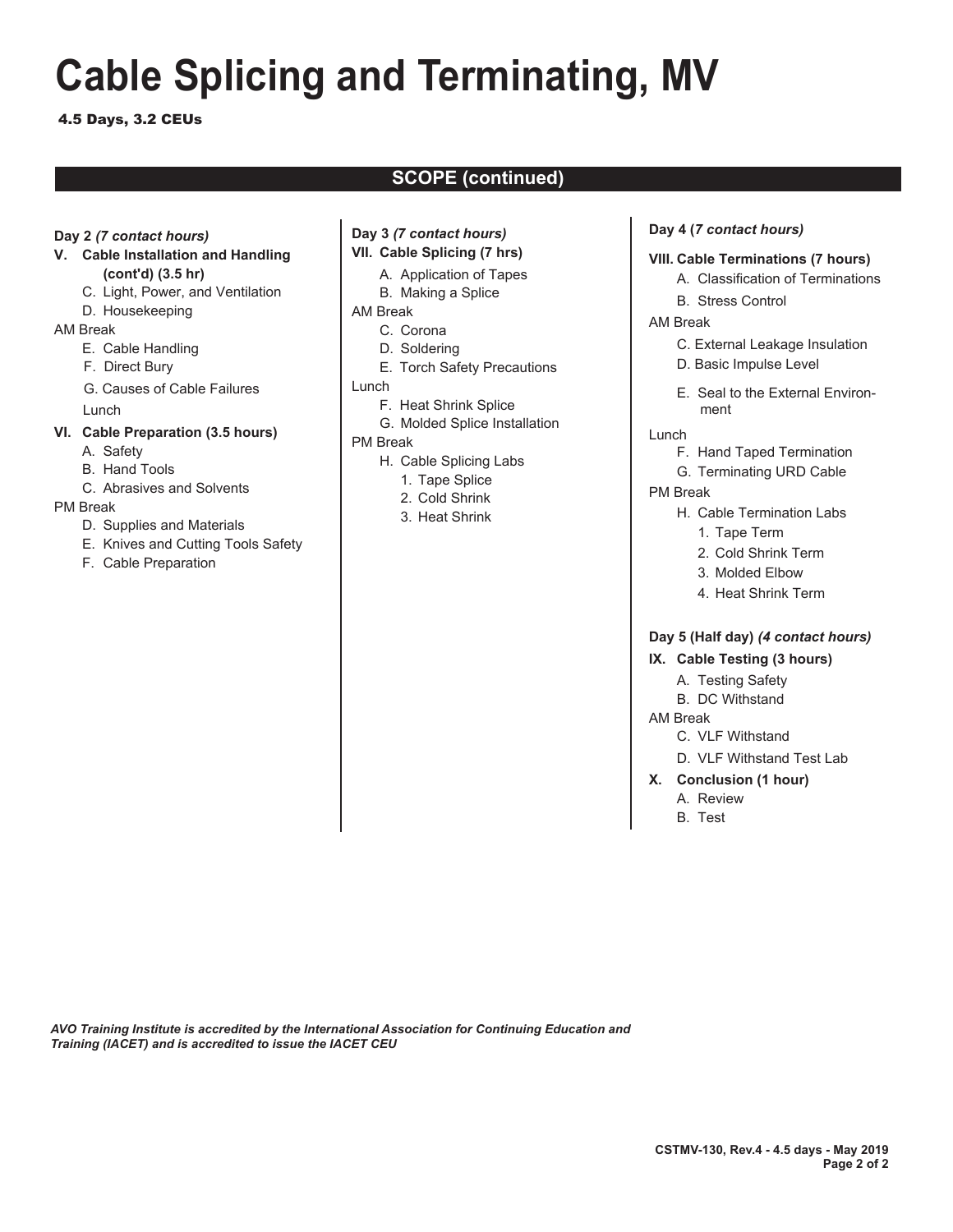# Cable Splicing and Terminating, MV

**4.5 Days, 3.2 CEUs**

## SCOPE (continued)

**Day 2** ***(7 contact hours)***

**V. Cable Installation and Handling (cont'd) (3.5 hr)**

- C. Light, Power, and Ventilation
- D. Housekeeping

AM Break

- E. Cable Handling
- F. Direct Bury
- G. Causes of Cable Failures

Lunch

**VI. Cable Preparation (3.5 hours)**

- A. Safety
- B. Hand Tools
- C. Abrasives and Solvents

PM Break

- D. Supplies and Materials
- E. Knives and Cutting Tools Safety
- F. Cable Preparation

**Day 3** ***(7 contact hours)***

**VII. Cable Splicing (7 hrs)**

- A. Application of Tapes
- B. Making a Splice

AM Break

- C. Corona
- D. Soldering
- E. Torch Safety Precautions

Lunch

- F. Heat Shrink Splice
- G. Molded Splice Installation

PM Break

- H. Cable Splicing Labs
  1. Tape Splice
  2. Cold Shrink
  3. Heat Shrink

**Day 4 (*7 contact hours)***

**VIII. Cable Terminations (7 hours)**

- A. Classification of Terminations
- B. Stress Control

AM Break

- C. External Leakage Insulation
- D. Basic Impulse Level
- E. Seal to the External Environment

Lunch

- F. Hand Taped Termination
- G. Terminating URD Cable

PM Break

- H. Cable Termination Labs
  1. Tape Term
  2. Cold Shrink Term
  3. Molded Elbow
  4. Heat Shrink Term

**Day 5 (Half day)** ***(4 contact hours)***

**IX. Cable Testing (3 hours)**

- A. Testing Safety
- B. DC Withstand

AM Break

- C. VLF Withstand
- D. VLF Withstand Test Lab

**X. Conclusion (1 hour)**

- A. Review
- B. Test

***AVO Training Institute is accredited by the International Association for Continuing Education and Training (IACET) and is accredited to issue the IACET CEU***

**CSTMV-130, Rev.4 - 4.5 days - May 2019**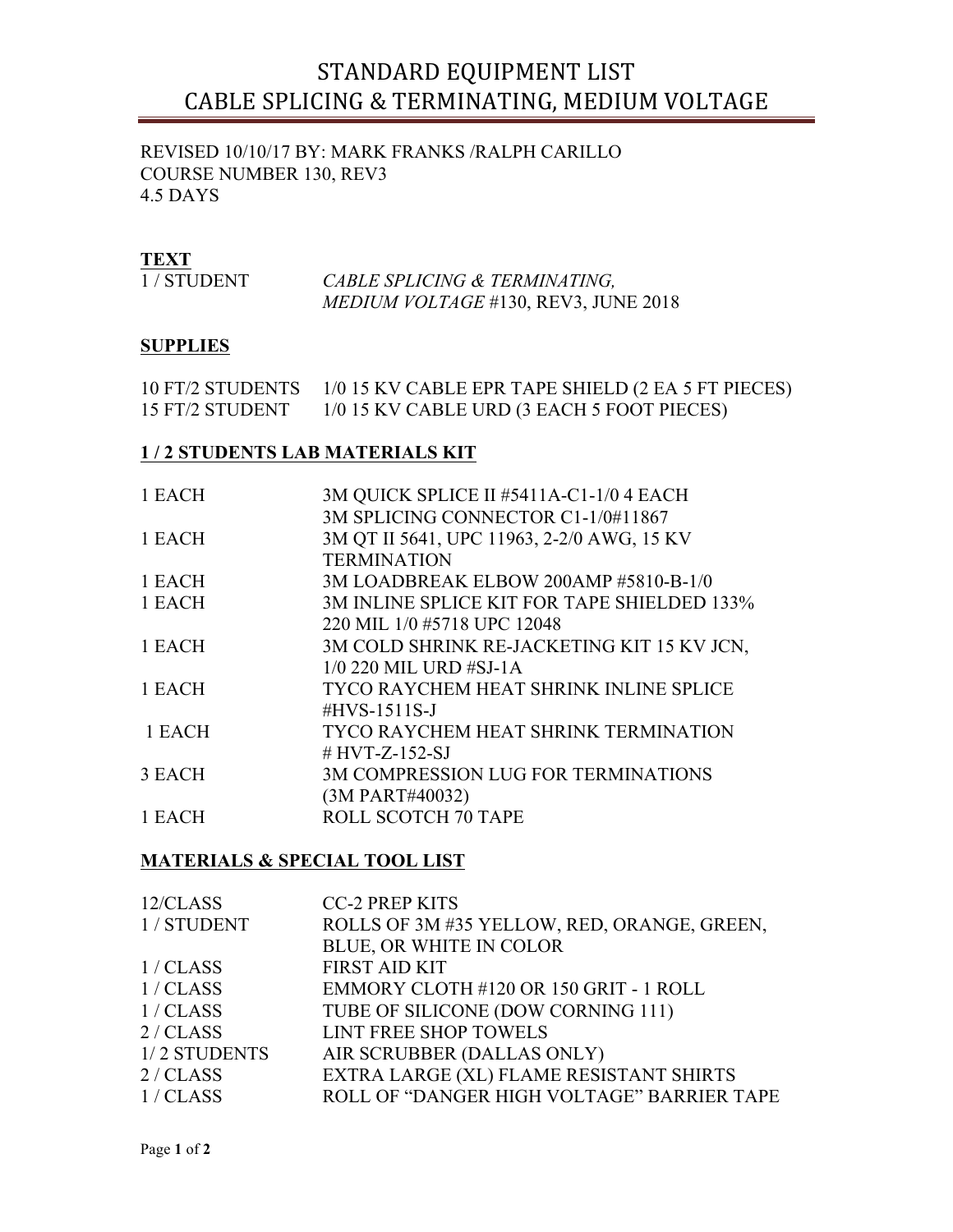# STANDARD EQUIPMENT LIST
# CABLE SPLICING & TERMINATING, MEDIUM VOLTAGE

REVISED 10/10/17 BY: MARK FRANKS /RALPH CARILLO
COURSE NUMBER 130, REV3
4.5 DAYS

## TEXT

| | |
|---|---|
| 1 / STUDENT | *CABLE SPLICING & TERMINATING, MEDIUM VOLTAGE* #130, REV3, JUNE 2018 |

## SUPPLIES

| | |
|---|---|
| 10 FT/2 STUDENTS | 1/0 15 KV CABLE EPR TAPE SHIELD (2 EA 5 FT PIECES) |
| 15 FT/2 STUDENT | 1/0 15 KV CABLE URD (3 EACH 5 FOOT PIECES) |

## 1 / 2 STUDENTS LAB MATERIALS KIT

| | |
|---|---|
| 1 EACH | 3M QUICK SPLICE II #5411A-C1-1/0 4 EACH 3M SPLICING CONNECTOR C1-1/0#11867 |
| 1 EACH | 3M QT II 5641, UPC 11963, 2-2/0 AWG, 15 KV TERMINATION |
| 1 EACH | 3M LOADBREAK ELBOW 200AMP #5810-B-1/0 |
| 1 EACH | 3M INLINE SPLICE KIT FOR TAPE SHIELDED 133% 220 MIL 1/0 #5718 UPC 12048 |
| 1 EACH | 3M COLD SHRINK RE-JACKETING KIT 15 KV JCN, 1/0 220 MIL URD #SJ-1A |
| 1 EACH | TYCO RAYCHEM HEAT SHRINK INLINE SPLICE #HVS-1511S-J |
| 1 EACH | TYCO RAYCHEM HEAT SHRINK TERMINATION # HVT-Z-152-SJ |
| 3 EACH | 3M COMPRESSION LUG FOR TERMINATIONS (3M PART#40032) |
| 1 EACH | ROLL SCOTCH 70 TAPE |

## MATERIALS & SPECIAL TOOL LIST

| | |
|---|---|
| 12/CLASS | CC-2 PREP KITS |
| 1 / STUDENT | ROLLS OF 3M #35 YELLOW, RED, ORANGE, GREEN, BLUE, OR WHITE IN COLOR |
| 1 / CLASS | FIRST AID KIT |
| 1 / CLASS | EMMORY CLOTH #120 OR 150 GRIT - 1 ROLL |
| 1 / CLASS | TUBE OF SILICONE (DOW CORNING 111) |
| 2 / CLASS | LINT FREE SHOP TOWELS |
| 1/ 2 STUDENTS | AIR SCRUBBER (DALLAS ONLY) |
| 2 / CLASS | EXTRA LARGE (XL) FLAME RESISTANT SHIRTS |
| 1 / CLASS | ROLL OF "DANGER HIGH VOLTAGE" BARRIER TAPE |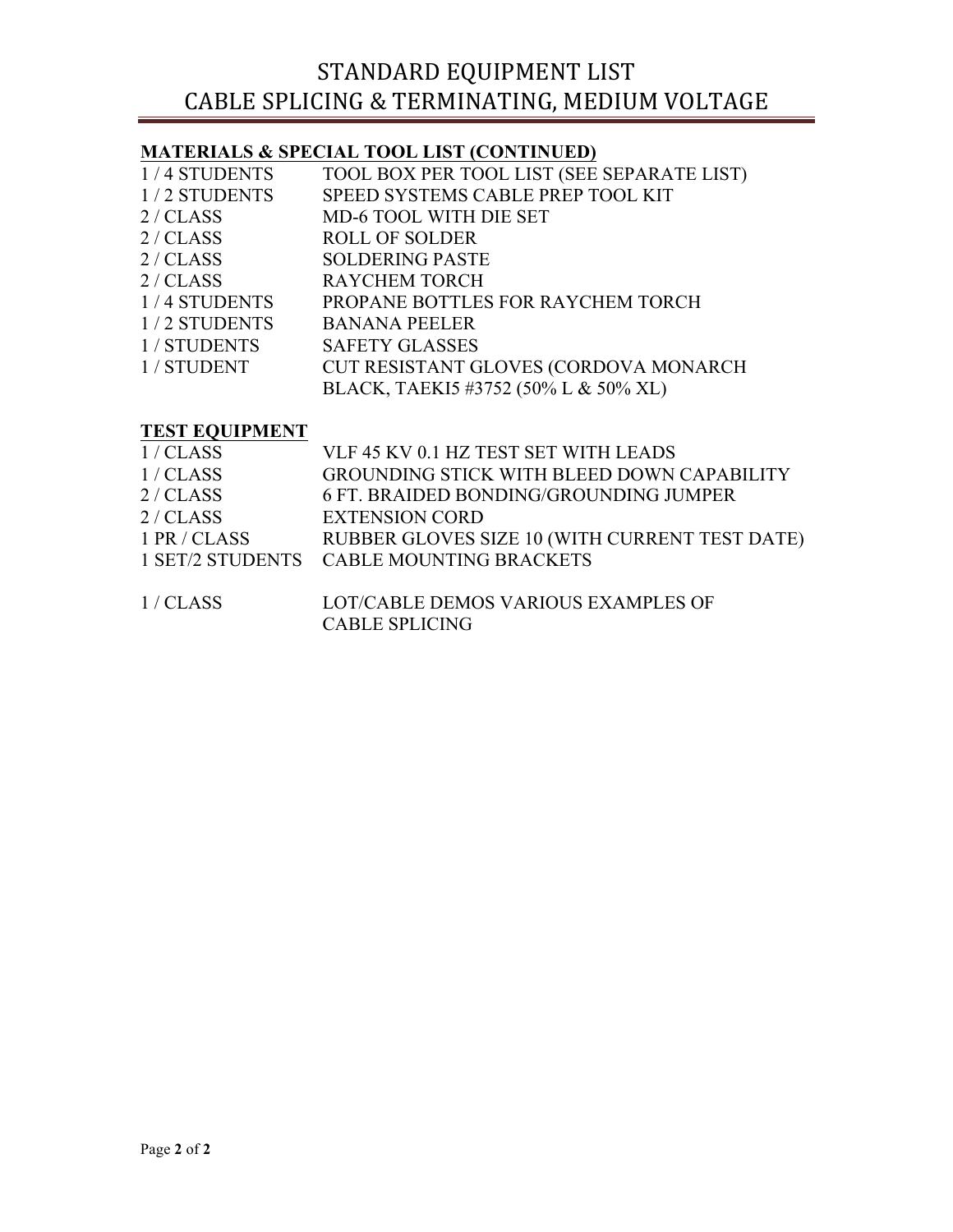# STANDARD EQUIPMENT LIST
# CABLE SPLICING & TERMINATING, MEDIUM VOLTAGE

## MATERIALS & SPECIAL TOOL LIST (CONTINUED)

| | |
|---|---|
| 1 / 4 STUDENTS | TOOL BOX PER TOOL LIST (SEE SEPARATE LIST) |
| 1 / 2 STUDENTS | SPEED SYSTEMS CABLE PREP TOOL KIT |
| 2 / CLASS | MD-6 TOOL WITH DIE SET |
| 2 / CLASS | ROLL OF SOLDER |
| 2 / CLASS | SOLDERING PASTE |
| 2 / CLASS | RAYCHEM TORCH |
| 1 / 4 STUDENTS | PROPANE BOTTLES FOR RAYCHEM TORCH |
| 1 / 2 STUDENTS | BANANA PEELER |
| 1 / STUDENTS | SAFETY GLASSES |
| 1 / STUDENT | CUT RESISTANT GLOVES (CORDOVA MONARCH BLACK, TAEKI5 #3752 (50% L & 50% XL) |

## TEST EQUIPMENT

| | |
|---|---|
| 1 / CLASS | VLF 45 KV 0.1 HZ TEST SET WITH LEADS |
| 1 / CLASS | GROUNDING STICK WITH BLEED DOWN CAPABILITY |
| 2 / CLASS | 6 FT. BRAIDED BONDING/GROUNDING JUMPER |
| 2 / CLASS | EXTENSION CORD |
| 1 PR / CLASS | RUBBER GLOVES SIZE 10 (WITH CURRENT TEST DATE) |
| 1 SET/2 STUDENTS | CABLE MOUNTING BRACKETS |
| 1 / CLASS | LOT/CABLE DEMOS VARIOUS EXAMPLES OF CABLE SPLICING |